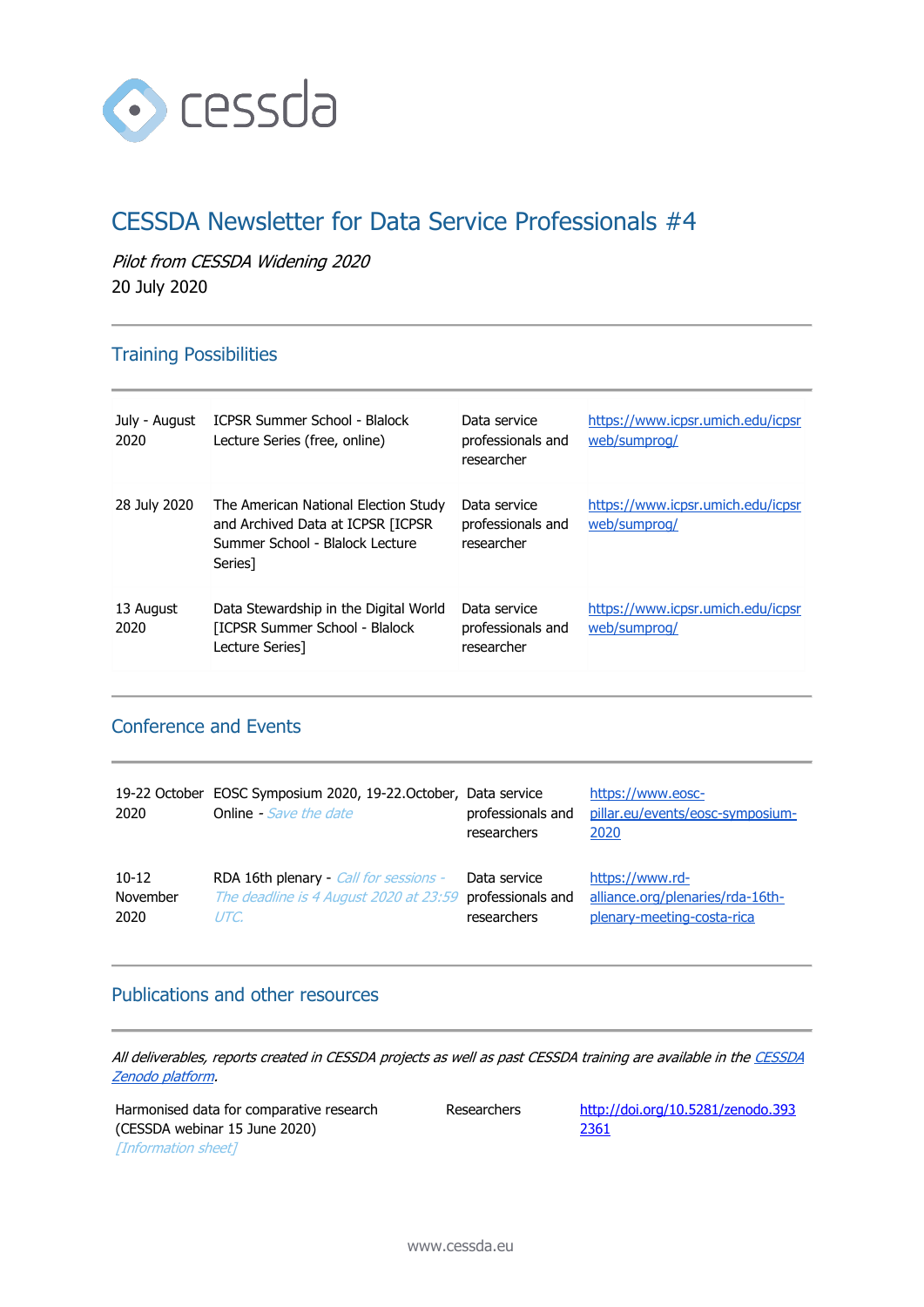cessda

# CESSDA Newsletter for Data Service Professionals #4

*Pilot from CESSDA Widening 2020*

20 July 2020

## Training Possibilities

| | | | |
|---|---|---|---|
| July - August 2020 | ICPSR Summer School - Blalock Lecture Series (free, online) | Data service professionals and researcher | https://www.icpsr.umich.edu/icpsrweb/sumprog/ |
| 28 July 2020 | The American National Election Study and Archived Data at ICPSR [ICPSR Summer School - Blalock Lecture Series] | Data service professionals and researcher | https://www.icpsr.umich.edu/icpsrweb/sumprog/ |
| 13 August 2020 | Data Stewardship in the Digital World [ICPSR Summer School - Blalock Lecture Series] | Data service professionals and researcher | https://www.icpsr.umich.edu/icpsrweb/sumprog/ |

## Conference and Events

| | | | |
|---|---|---|---|
| 19-22 October 2020 | EOSC Symposium 2020, 19-22.October, Online - *Save the date* | Data service professionals and researchers | https://www.eosc-pillar.eu/events/eosc-symposium-2020 |
| 10-12 November 2020 | RDA 16th plenary - *Call for sessions - The deadline is 4 August 2020 at 23:59 UTC.* | Data service professionals and researchers | https://www.rd-alliance.org/plenaries/rda-16th-plenary-meeting-costa-rica |

## Publications and other resources

*All deliverables, reports created in CESSDA projects as well as past CESSDA training are available in the CESSDA Zenodo platform.*

| | | |
|---|---|---|
| Harmonised data for comparative research (CESSDA webinar 15 June 2020) *[Information sheet]* | Researchers | http://doi.org/10.5281/zenodo.3932361 |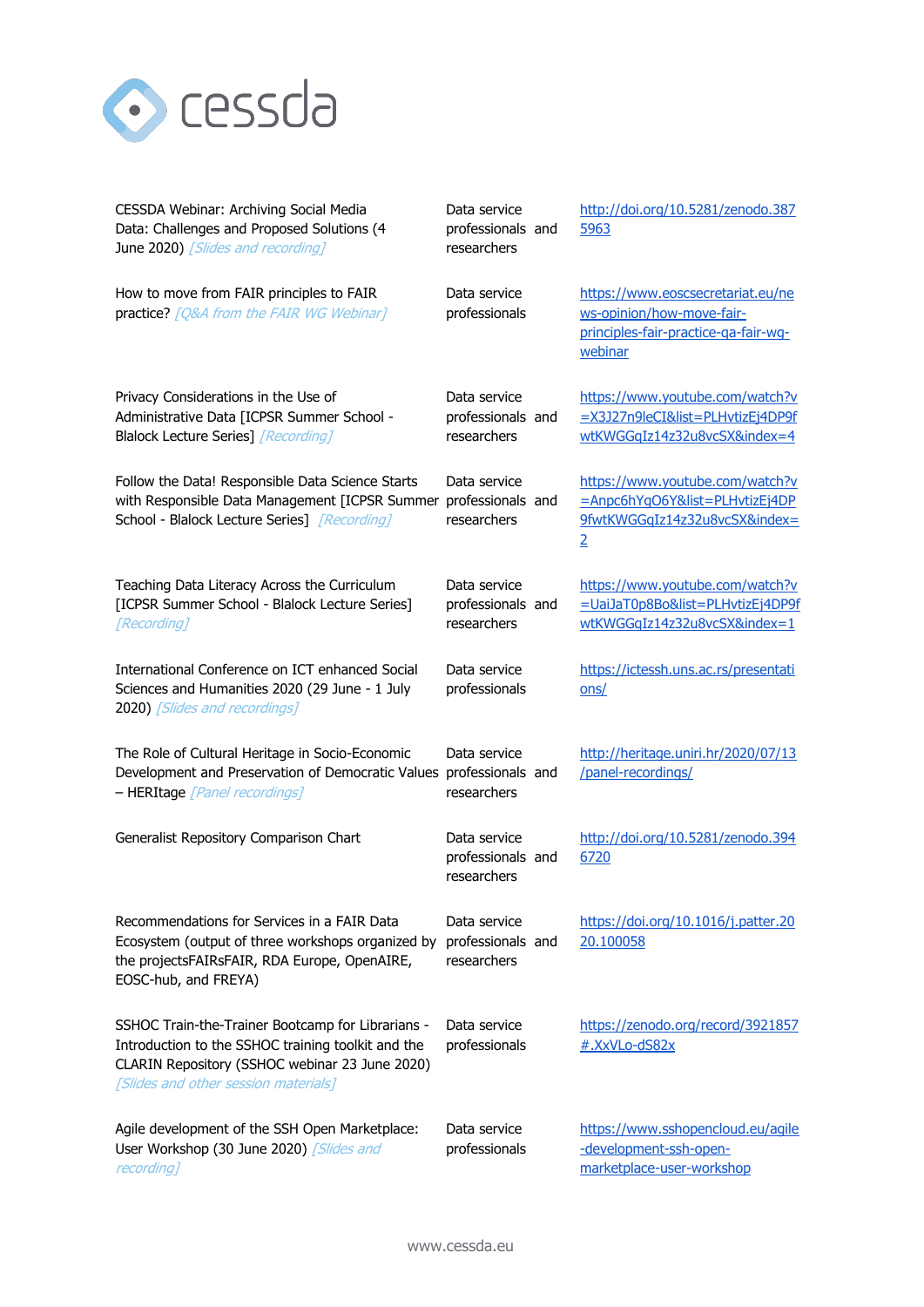| | | |
|---|---|---|
| CESSDA Webinar: Archiving Social Media Data: Challenges and Proposed Solutions (4 June 2020) *[Slides and recording]* | Data service professionals and researchers | http://doi.org/10.5281/zenodo.3875963 |
| How to move from FAIR principles to FAIR practice? *[Q&A from the FAIR WG Webinar]* | Data service professionals | https://www.eoscsecretariat.eu/news-opinion/how-move-fair-principles-fair-practice-qa-fair-wg-webinar |
| Privacy Considerations in the Use of Administrative Data [ICPSR Summer School - Blalock Lecture Series] *[Recording]* | Data service professionals and researchers | https://www.youtube.com/watch?v=X3J27n9leCI&list=PLHvtizEj4DP9fwtKWGGqIz14z32u8vcSX&index=4 |
| Follow the Data! Responsible Data Science Starts with Responsible Data Management [ICPSR Summer School - Blalock Lecture Series] *[Recording]* | Data service professionals and researchers | https://www.youtube.com/watch?v=Anpc6hYgO6Y&list=PLHvtizEj4DP9fwtKWGGqIz14z32u8vcSX&index=2 |
| Teaching Data Literacy Across the Curriculum [ICPSR Summer School - Blalock Lecture Series] *[Recording]* | Data service professionals and researchers | https://www.youtube.com/watch?v=UaiJaT0p8Bo&list=PLHvtizEj4DP9fwtKWGGqIz14z32u8vcSX&index=1 |
| International Conference on ICT enhanced Social Sciences and Humanities 2020 (29 June - 1 July 2020) *[Slides and recordings]* | Data service professionals | https://ictessh.uns.ac.rs/presentations/ |
| The Role of Cultural Heritage in Socio-Economic Development and Preservation of Democratic Values – HERItage *[Panel recordings]* | Data service professionals and researchers | http://heritage.uniri.hr/2020/07/13/panel-recordings/ |
| Generalist Repository Comparison Chart | Data service professionals and researchers | http://doi.org/10.5281/zenodo.3946720 |
| Recommendations for Services in a FAIR Data Ecosystem (output of three workshops organized by the projectsFAIRsFAIR, RDA Europe, OpenAIRE, EOSC-hub, and FREYA) | Data service professionals and researchers | https://doi.org/10.1016/j.patter.2020.100058 |
| SSHOC Train-the-Trainer Bootcamp for Librarians - Introduction to the SSHOC training toolkit and the CLARIN Repository (SSHOC webinar 23 June 2020) *[Slides and other session materials]* | Data service professionals | https://zenodo.org/record/3921857#.XxVLo-dS82x |
| Agile development of the SSH Open Marketplace: User Workshop (30 June 2020) *[Slides and recording]* | Data service professionals | https://www.sshopencloud.eu/agile-development-ssh-open-marketplace-user-workshop |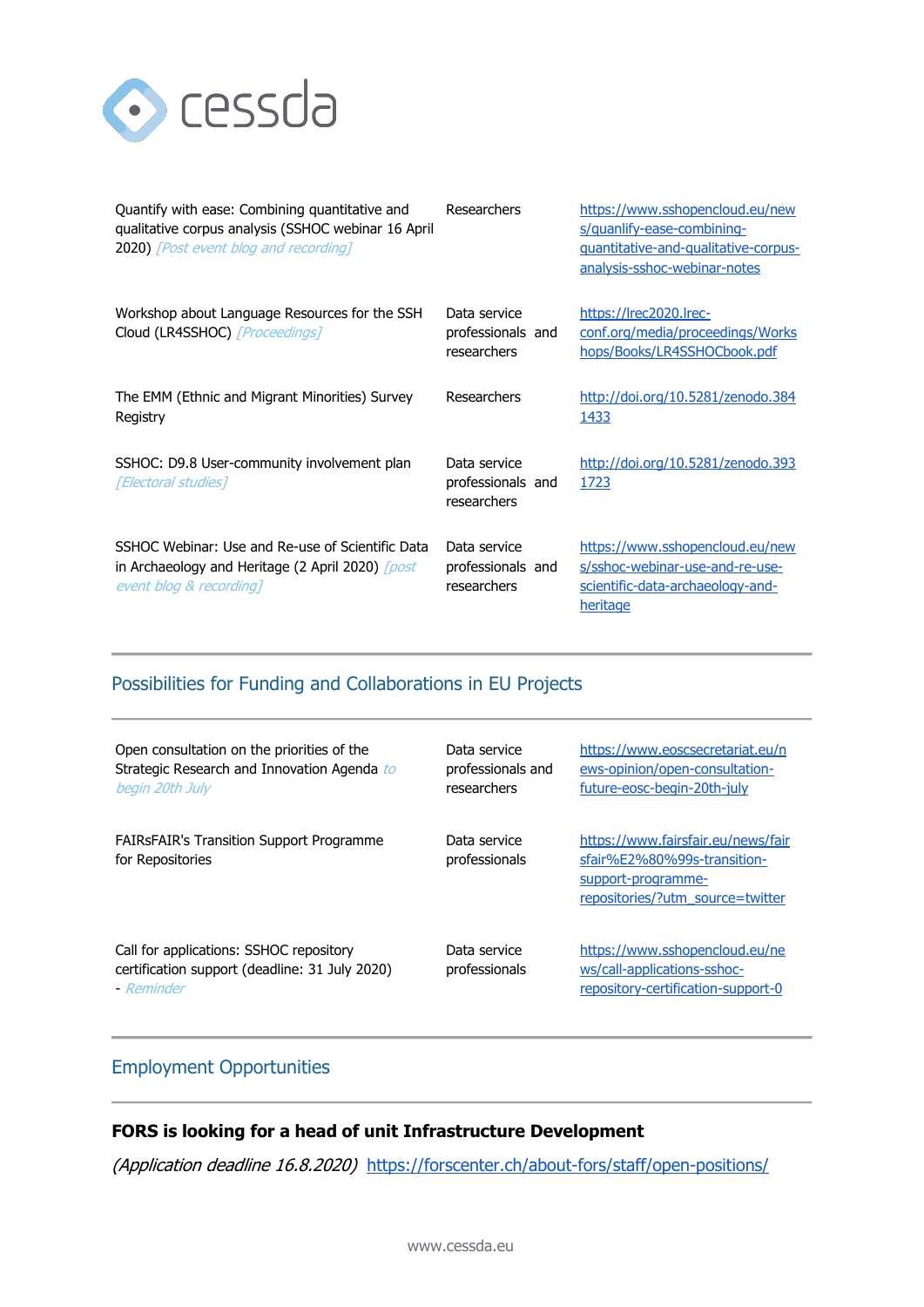| | | |
|---|---|---|
| Quantify with ease: Combining quantitative and qualitative corpus analysis (SSHOC webinar 16 April 2020) *[Post event blog and recording]* | Researchers | https://www.sshopencloud.eu/news/quanlify-ease-combining-quantitative-and-qualitative-corpus-analysis-sshoc-webinar-notes |
| Workshop about Language Resources for the SSH Cloud (LR4SSHOC) *[Proceedings]* | Data service professionals and researchers | https://lrec2020.lrec-conf.org/media/proceedings/Workshops/Books/LR4SSHOCbook.pdf |
| The EMM (Ethnic and Migrant Minorities) Survey Registry | Researchers | http://doi.org/10.5281/zenodo.3841433 |
| SSHOC: D9.8 User-community involvement plan *[Electoral studies]* | Data service professionals and researchers | http://doi.org/10.5281/zenodo.3931723 |
| SSHOC Webinar: Use and Re-use of Scientific Data in Archaeology and Heritage (2 April 2020) *[post event blog & recording]* | Data service professionals and researchers | https://www.sshopencloud.eu/news/sshoc-webinar-use-and-re-use-scientific-data-archaeology-and-heritage |

## Possibilities for Funding and Collaborations in EU Projects

| | | |
|---|---|---|
| Open consultation on the priorities of the Strategic Research and Innovation Agenda *to begin 20th July* | Data service professionals and researchers | https://www.eoscsecretariat.eu/news-opinion/open-consultation-future-eosc-begin-20th-july |
| FAIRsFAIR's Transition Support Programme for Repositories | Data service professionals | https://www.fairsfair.eu/news/fairsfair%E2%80%99s-transition-support-programme-repositories/?utm_source=twitter |
| Call for applications: SSHOC repository certification support (deadline: 31 July 2020) - *Reminder* | Data service professionals | https://www.sshopencloud.eu/news/call-applications-sshoc-repository-certification-support-0 |

## Employment Opportunities

**FORS is looking for a head of unit Infrastructure Development**

*(Application deadline 16.8.2020)* https://forscenter.ch/about-fors/staff/open-positions/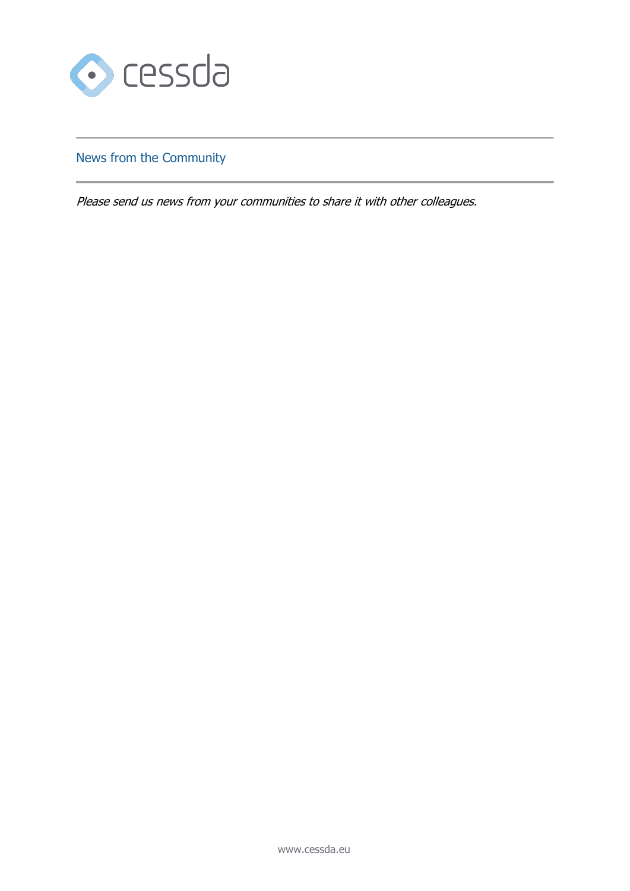## News from the Community

*Please send us news from your communities to share it with other colleagues.*